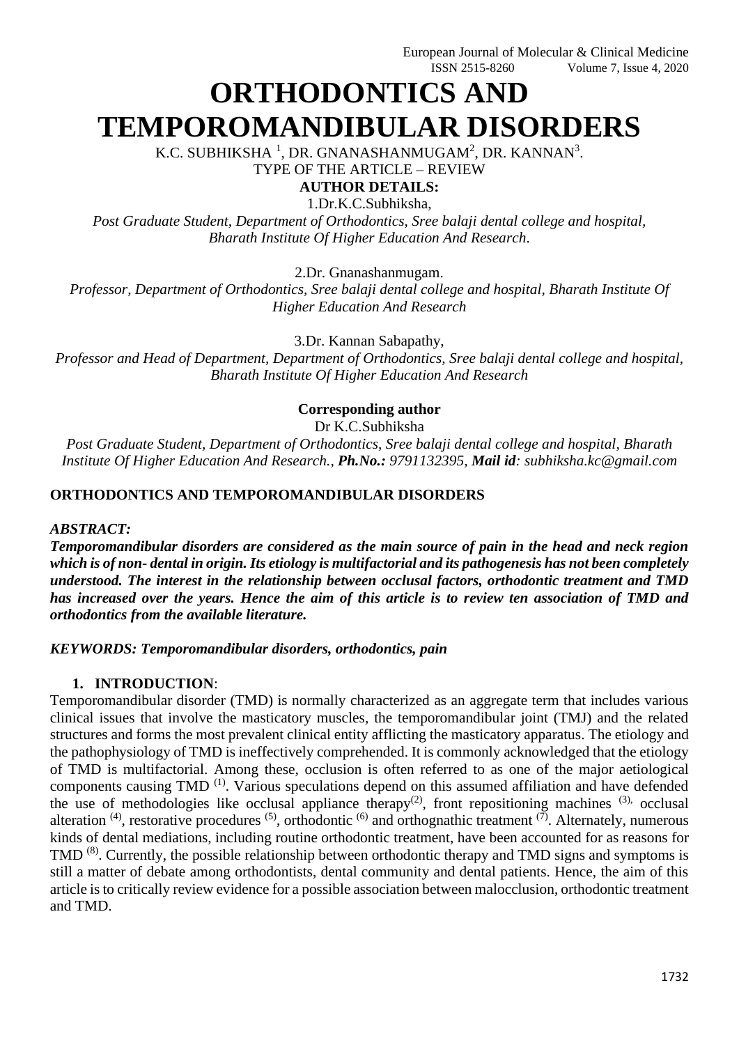# ORTHODONTICS AND TEMPOROMANDIBULAR DISORDERS

K.C. SUBHIKSHA [1], DR. GNANASHANMUGAM[2], DR. KANNAN[3].

TYPE OF THE ARTICLE – REVIEW

**AUTHOR DETAILS:**

1.Dr.K.C.Subhiksha,

*Post Graduate Student, Department of Orthodontics, Sree balaji dental college and hospital, Bharath Institute Of Higher Education And Research.*

2.Dr. Gnanashanmugam.

*Professor, Department of Orthodontics, Sree balaji dental college and hospital, Bharath Institute Of Higher Education And Research*

3.Dr. Kannan Sabapathy,

*Professor and Head of Department, Department of Orthodontics, Sree balaji dental college and hospital, Bharath Institute Of Higher Education And Research*

**Corresponding author**

Dr K.C.Subhiksha

*Post Graduate Student, Department of Orthodontics, Sree balaji dental college and hospital, Bharath Institute Of Higher Education And Research., **Ph.No.:** 9791132395, **Mail id**: subhiksha.kc@gmail.com*

## ORTHODONTICS AND TEMPOROMANDIBULAR DISORDERS

***ABSTRACT:***

***Temporomandibular disorders are considered as the main source of pain in the head and neck region which is of non- dental in origin. Its etiology is multifactorial and its pathogenesis has not been completely understood. The interest in the relationship between occlusal factors, orthodontic treatment and TMD has increased over the years. Hence the aim of this article is to review ten association of TMD and orthodontics from the available literature.***

***KEYWORDS: Temporomandibular disorders, orthodontics, pain***

## 1. INTRODUCTION:

Temporomandibular disorder (TMD) is normally characterized as an aggregate term that includes various clinical issues that involve the masticatory muscles, the temporomandibular joint (TMJ) and the related structures and forms the most prevalent clinical entity afflicting the masticatory apparatus. The etiology and the pathophysiology of TMD is ineffectively comprehended. It is commonly acknowledged that the etiology of TMD is multifactorial. Among these, occlusion is often referred to as one of the major aetiological components causing TMD [1]. Various speculations depend on this assumed affiliation and have defended the use of methodologies like occlusal appliance therapy[2], front repositioning machines [3], occlusal alteration [4], restorative procedures [5], orthodontic [6] and orthognathic treatment [7]. Alternately, numerous kinds of dental mediations, including routine orthodontic treatment, have been accounted for as reasons for TMD [8]. Currently, the possible relationship between orthodontic therapy and TMD signs and symptoms is still a matter of debate among orthodontists, dental community and dental patients. Hence, the aim of this article is to critically review evidence for a possible association between malocclusion, orthodontic treatment and TMD.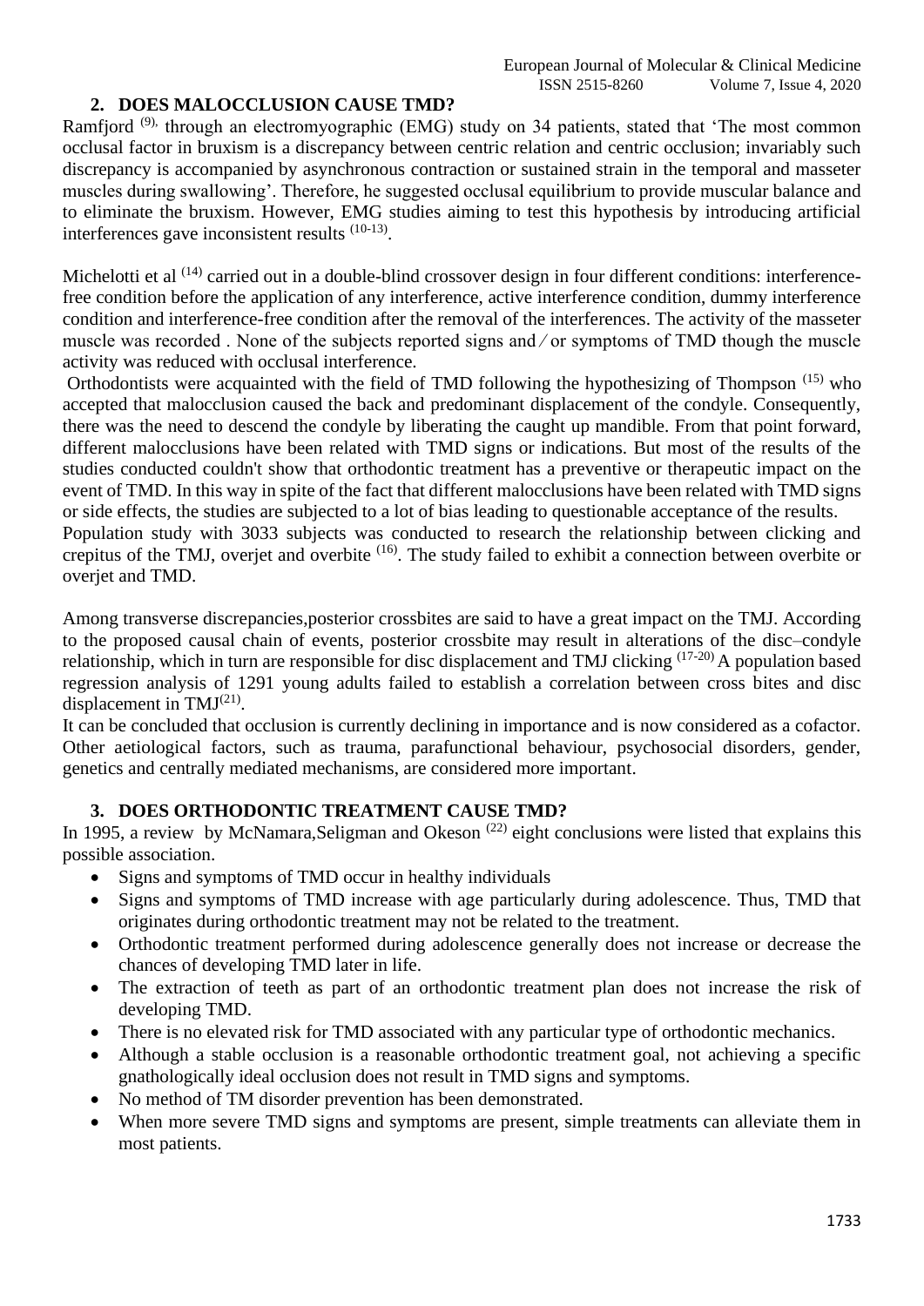## 2. DOES MALOCCLUSION CAUSE TMD?

Ramfjord [9], through an electromyographic (EMG) study on 34 patients, stated that 'The most common occlusal factor in bruxism is a discrepancy between centric relation and centric occlusion; invariably such discrepancy is accompanied by asynchronous contraction or sustained strain in the temporal and masseter muscles during swallowing'. Therefore, he suggested occlusal equilibrium to provide muscular balance and to eliminate the bruxism. However, EMG studies aiming to test this hypothesis by introducing artificial interferences gave inconsistent results [10-13].

Michelotti et al [14] carried out in a double-blind crossover design in four different conditions: interference-free condition before the application of any interference, active interference condition, dummy interference condition and interference-free condition after the removal of the interferences. The activity of the masseter muscle was recorded . None of the subjects reported signs and ⁄ or symptoms of TMD though the muscle activity was reduced with occlusal interference.

Orthodontists were acquainted with the field of TMD following the hypothesizing of Thompson [15] who accepted that malocclusion caused the back and predominant displacement of the condyle. Consequently, there was the need to descend the condyle by liberating the caught up mandible. From that point forward, different malocclusions have been related with TMD signs or indications. But most of the results of the studies conducted couldn't show that orthodontic treatment has a preventive or therapeutic impact on the event of TMD. In this way in spite of the fact that different malocclusions have been related with TMD signs or side effects, the studies are subjected to a lot of bias leading to questionable acceptance of the results.

Population study with 3033 subjects was conducted to research the relationship between clicking and crepitus of the TMJ, overjet and overbite [16]. The study failed to exhibit a connection between overbite or overjet and TMD.

Among transverse discrepancies,posterior crossbites are said to have a great impact on the TMJ. According to the proposed causal chain of events, posterior crossbite may result in alterations of the disc–condyle relationship, which in turn are responsible for disc displacement and TMJ clicking [17-20] A population based regression analysis of 1291 young adults failed to establish a correlation between cross bites and disc displacement in TMJ[21].

It can be concluded that occlusion is currently declining in importance and is now considered as a cofactor. Other aetiological factors, such as trauma, parafunctional behaviour, psychosocial disorders, gender, genetics and centrally mediated mechanisms, are considered more important.

## 3. DOES ORTHODONTIC TREATMENT CAUSE TMD?

In 1995, a review by McNamara,Seligman and Okeson [22] eight conclusions were listed that explains this possible association.

- Signs and symptoms of TMD occur in healthy individuals
- Signs and symptoms of TMD increase with age particularly during adolescence. Thus, TMD that originates during orthodontic treatment may not be related to the treatment.
- Orthodontic treatment performed during adolescence generally does not increase or decrease the chances of developing TMD later in life.
- The extraction of teeth as part of an orthodontic treatment plan does not increase the risk of developing TMD.
- There is no elevated risk for TMD associated with any particular type of orthodontic mechanics.
- Although a stable occlusion is a reasonable orthodontic treatment goal, not achieving a specific gnathologically ideal occlusion does not result in TMD signs and symptoms.
- No method of TM disorder prevention has been demonstrated.
- When more severe TMD signs and symptoms are present, simple treatments can alleviate them in most patients.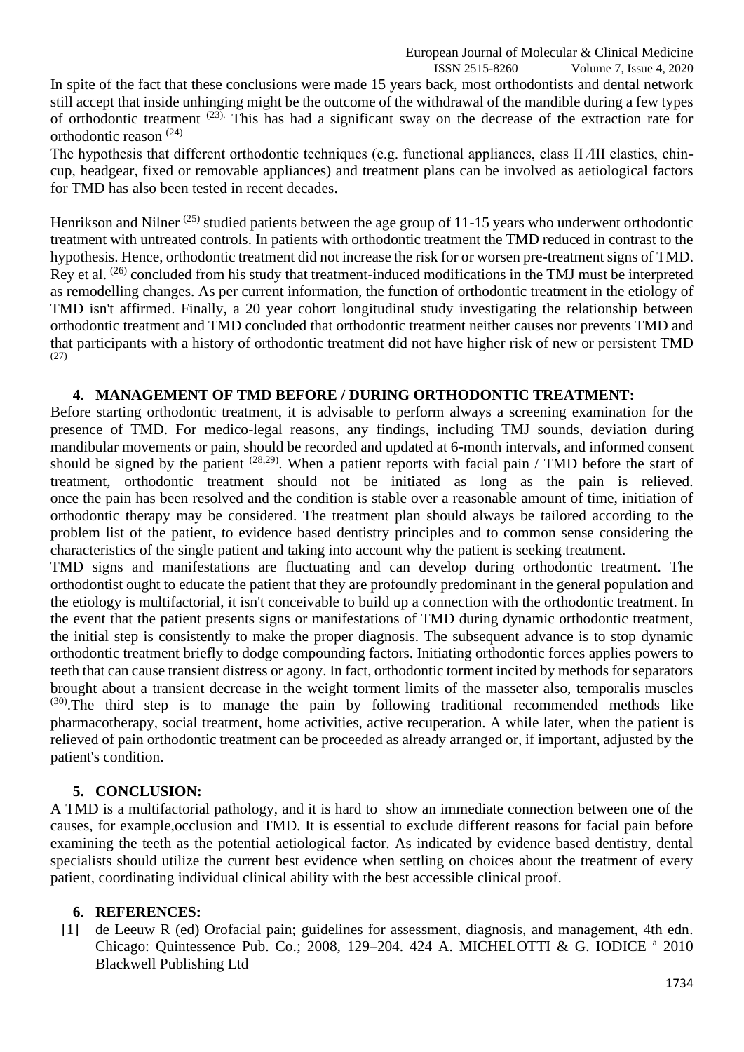In spite of the fact that these conclusions were made 15 years back, most orthodontists and dental network still accept that inside unhinging might be the outcome of the withdrawal of the mandible during a few types of orthodontic treatment [23]. This has had a significant sway on the decrease of the extraction rate for orthodontic reason [24]

The hypothesis that different orthodontic techniques (e.g. functional appliances, class II/III elastics, chin-cup, headgear, fixed or removable appliances) and treatment plans can be involved as aetiological factors for TMD has also been tested in recent decades.

Henrikson and Nilner [25] studied patients between the age group of 11-15 years who underwent orthodontic treatment with untreated controls. In patients with orthodontic treatment the TMD reduced in contrast to the hypothesis. Hence, orthodontic treatment did not increase the risk for or worsen pre-treatment signs of TMD. Rey et al. [26] concluded from his study that treatment-induced modifications in the TMJ must be interpreted as remodelling changes. As per current information, the function of orthodontic treatment in the etiology of TMD isn't affirmed. Finally, a 20 year cohort longitudinal study investigating the relationship between orthodontic treatment and TMD concluded that orthodontic treatment neither causes nor prevents TMD and that participants with a history of orthodontic treatment did not have higher risk of new or persistent TMD [27]

## 4. MANAGEMENT OF TMD BEFORE / DURING ORTHODONTIC TREATMENT:

Before starting orthodontic treatment, it is advisable to perform always a screening examination for the presence of TMD. For medico-legal reasons, any findings, including TMJ sounds, deviation during mandibular movements or pain, should be recorded and updated at 6-month intervals, and informed consent should be signed by the patient [28,29]. When a patient reports with facial pain / TMD before the start of treatment, orthodontic treatment should not be initiated as long as the pain is relieved. once the pain has been resolved and the condition is stable over a reasonable amount of time, initiation of orthodontic therapy may be considered. The treatment plan should always be tailored according to the problem list of the patient, to evidence based dentistry principles and to common sense considering the characteristics of the single patient and taking into account why the patient is seeking treatment.

TMD signs and manifestations are fluctuating and can develop during orthodontic treatment. The orthodontist ought to educate the patient that they are profoundly predominant in the general population and the etiology is multifactorial, it isn't conceivable to build up a connection with the orthodontic treatment. In the event that the patient presents signs or manifestations of TMD during dynamic orthodontic treatment, the initial step is consistently to make the proper diagnosis. The subsequent advance is to stop dynamic orthodontic treatment briefly to dodge compounding factors. Initiating orthodontic forces applies powers to teeth that can cause transient distress or agony. In fact, orthodontic torment incited by methods for separators brought about a transient decrease in the weight torment limits of the masseter also, temporalis muscles [30].The third step is to manage the pain by following traditional recommended methods like pharmacotherapy, social treatment, home activities, active recuperation. A while later, when the patient is relieved of pain orthodontic treatment can be proceeded as already arranged or, if important, adjusted by the patient's condition.

## 5. CONCLUSION:

A TMD is a multifactorial pathology, and it is hard to show an immediate connection between one of the causes, for example,occlusion and TMD. It is essential to exclude different reasons for facial pain before examining the teeth as the potential aetiological factor. As indicated by evidence based dentistry, dental specialists should utilize the current best evidence when settling on choices about the treatment of every patient, coordinating individual clinical ability with the best accessible clinical proof.

## 6. REFERENCES:

[1] de Leeuw R (ed) Orofacial pain; guidelines for assessment, diagnosis, and management, 4th edn. Chicago: Quintessence Pub. Co.; 2008, 129–204. 424 A. MICHELOTTI & G. IODICE ª 2010 Blackwell Publishing Ltd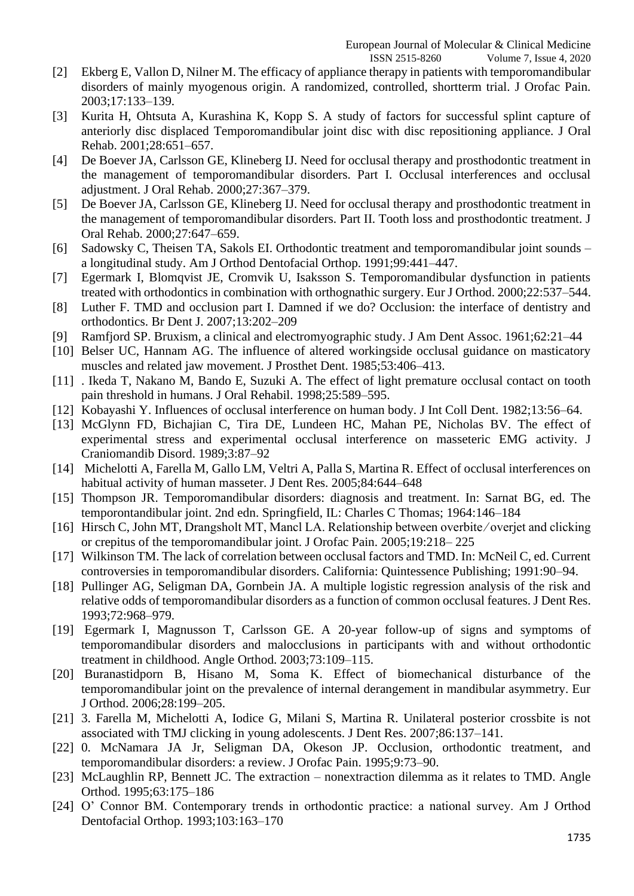[2] Ekberg E, Vallon D, Nilner M. The efficacy of appliance therapy in patients with temporomandibular disorders of mainly myogenous origin. A randomized, controlled, shortterm trial. J Orofac Pain. 2003;17:133–139.

[3] Kurita H, Ohtsuta A, Kurashina K, Kopp S. A study of factors for successful splint capture of anteriorly disc displaced Temporomandibular joint disc with disc repositioning appliance. J Oral Rehab. 2001;28:651–657.

[4] De Boever JA, Carlsson GE, Klineberg IJ. Need for occlusal therapy and prosthodontic treatment in the management of temporomandibular disorders. Part I. Occlusal interferences and occlusal adjustment. J Oral Rehab. 2000;27:367–379.

[5] De Boever JA, Carlsson GE, Klineberg IJ. Need for occlusal therapy and prosthodontic treatment in the management of temporomandibular disorders. Part II. Tooth loss and prosthodontic treatment. J Oral Rehab. 2000;27:647–659.

[6] Sadowsky C, Theisen TA, Sakols EI. Orthodontic treatment and temporomandibular joint sounds – a longitudinal study. Am J Orthod Dentofacial Orthop. 1991;99:441–447.

[7] Egermark I, Blomqvist JE, Cromvik U, Isaksson S. Temporomandibular dysfunction in patients treated with orthodontics in combination with orthognathic surgery. Eur J Orthod. 2000;22:537–544.

[8] Luther F. TMD and occlusion part I. Damned if we do? Occlusion: the interface of dentistry and orthodontics. Br Dent J. 2007;13:202–209

[9] Ramfjord SP. Bruxism, a clinical and electromyographic study. J Am Dent Assoc. 1961;62:21–44

[10] Belser UC, Hannam AG. The influence of altered workingside occlusal guidance on masticatory muscles and related jaw movement. J Prosthet Dent. 1985;53:406–413.

[11] . Ikeda T, Nakano M, Bando E, Suzuki A. The effect of light premature occlusal contact on tooth pain threshold in humans. J Oral Rehabil. 1998;25:589–595.

[12] Kobayashi Y. Influences of occlusal interference on human body. J Int Coll Dent. 1982;13:56–64.

[13] McGlynn FD, Bichajian C, Tira DE, Lundeen HC, Mahan PE, Nicholas BV. The effect of experimental stress and experimental occlusal interference on masseteric EMG activity. J Craniomandib Disord. 1989;3:87–92

[14] Michelotti A, Farella M, Gallo LM, Veltri A, Palla S, Martina R. Effect of occlusal interferences on habitual activity of human masseter. J Dent Res. 2005;84:644–648

[15] Thompson JR. Temporomandibular disorders: diagnosis and treatment. In: Sarnat BG, ed. The temporontandibular joint. 2nd edn. Springfield, IL: Charles C Thomas; 1964:146–184

[16] Hirsch C, John MT, Drangsholt MT, Mancl LA. Relationship between overbite/overjet and clicking or crepitus of the temporomandibular joint. J Orofac Pain. 2005;19:218– 225

[17] Wilkinson TM. The lack of correlation between occlusal factors and TMD. In: McNeil C, ed. Current controversies in temporomandibular disorders. California: Quintessence Publishing; 1991:90–94.

[18] Pullinger AG, Seligman DA, Gornbein JA. A multiple logistic regression analysis of the risk and relative odds of temporomandibular disorders as a function of common occlusal features. J Dent Res. 1993;72:968–979.

[19] Egermark I, Magnusson T, Carlsson GE. A 20-year follow-up of signs and symptoms of temporomandibular disorders and malocclusions in participants with and without orthodontic treatment in childhood. Angle Orthod. 2003;73:109–115.

[20] Buranastidporn B, Hisano M, Soma K. Effect of biomechanical disturbance of the temporomandibular joint on the prevalence of internal derangement in mandibular asymmetry. Eur J Orthod. 2006;28:199–205.

[21] 3. Farella M, Michelotti A, Iodice G, Milani S, Martina R. Unilateral posterior crossbite is not associated with TMJ clicking in young adolescents. J Dent Res. 2007;86:137–141.

[22] 0. McNamara JA Jr, Seligman DA, Okeson JP. Occlusion, orthodontic treatment, and temporomandibular disorders: a review. J Orofac Pain. 1995;9:73–90.

[23] McLaughlin RP, Bennett JC. The extraction – nonextraction dilemma as it relates to TMD. Angle Orthod. 1995;63:175–186

[24] O' Connor BM. Contemporary trends in orthodontic practice: a national survey. Am J Orthod Dentofacial Orthop. 1993;103:163–170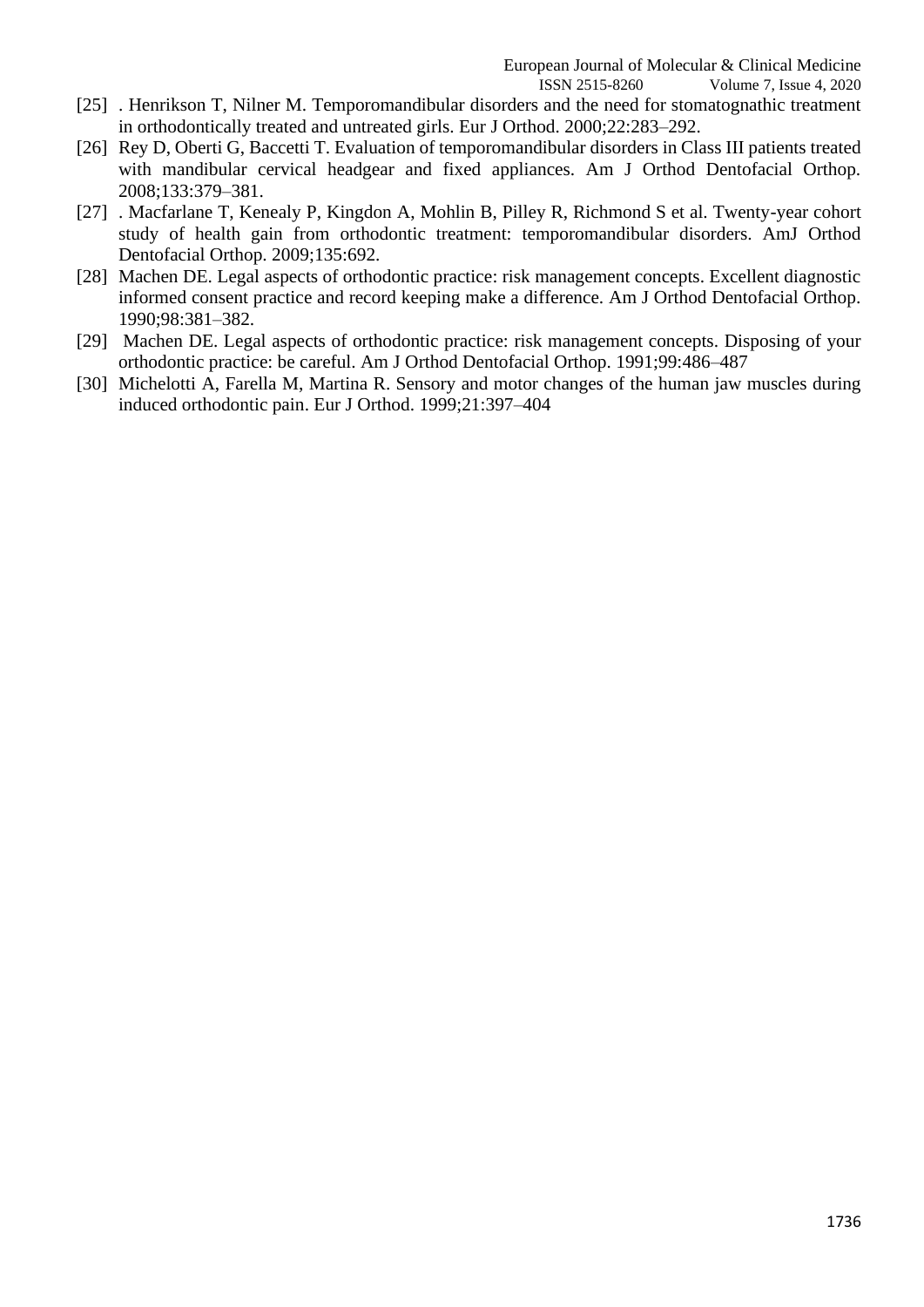[25] . Henrikson T, Nilner M. Temporomandibular disorders and the need for stomatognathic treatment in orthodontically treated and untreated girls. Eur J Orthod. 2000;22:283–292.

[26] Rey D, Oberti G, Baccetti T. Evaluation of temporomandibular disorders in Class III patients treated with mandibular cervical headgear and fixed appliances. Am J Orthod Dentofacial Orthop. 2008;133:379–381.

[27] . Macfarlane T, Kenealy P, Kingdon A, Mohlin B, Pilley R, Richmond S et al. Twenty-year cohort study of health gain from orthodontic treatment: temporomandibular disorders. AmJ Orthod Dentofacial Orthop. 2009;135:692.

[28] Machen DE. Legal aspects of orthodontic practice: risk management concepts. Excellent diagnostic informed consent practice and record keeping make a difference. Am J Orthod Dentofacial Orthop. 1990;98:381–382.

[29] Machen DE. Legal aspects of orthodontic practice: risk management concepts. Disposing of your orthodontic practice: be careful. Am J Orthod Dentofacial Orthop. 1991;99:486–487

[30] Michelotti A, Farella M, Martina R. Sensory and motor changes of the human jaw muscles during induced orthodontic pain. Eur J Orthod. 1999;21:397–404